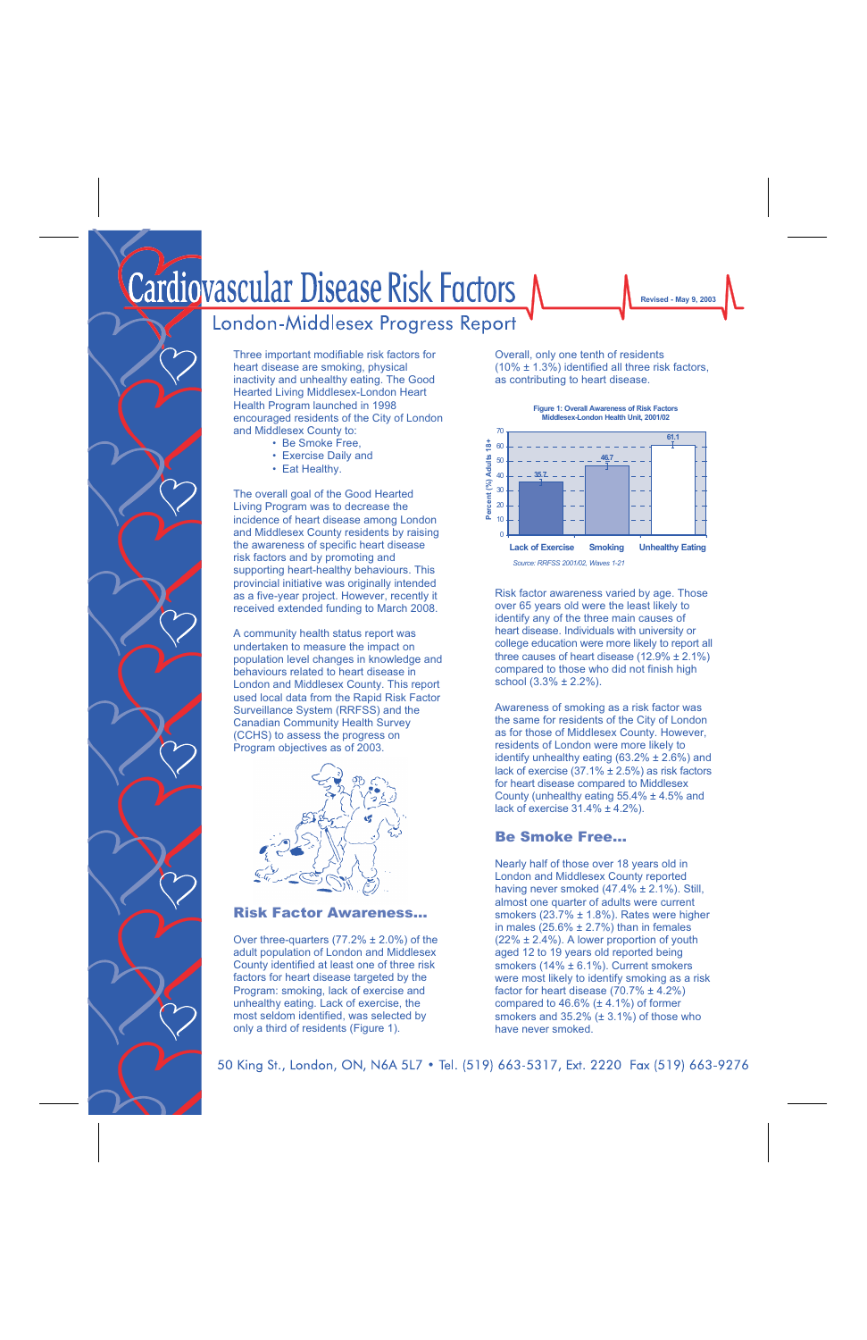# Cardiovascular Disease Risk Factors

## London-Middlesex Progress Report

Revised - May 9, 2003

Three important modifiable risk factors for heart disease are smoking, physical inactivity and unhealthy eating. The Good Hearted Living Middlesex-London Heart Health Program launched in 1998 encouraged residents of the City of London and Middlesex County to:

- Be Smoke Free,
- Exercise Daily and
- Eat Healthy.

The overall goal of the Good Hearted Living Program was to decrease the incidence of heart disease among London and Middlesex County residents by raising the awareness of specific heart disease risk factors and by promoting and supporting heart-healthy behaviours. This provincial initiative was originally intended as a five-year project. However, recently it received extended funding to March 2008.

A community health status report was undertaken to measure the impact on population level changes in knowledge and behaviours related to heart disease in London and Middlesex County. This report used local data from the Rapid Risk Factor Surveillance System (RRFSS) and the Canadian Community Health Survey (CCHS) to assess the progress on Program objectives as of 2003.

### Risk Factor Awareness...

Over three-quarters (77.2% ± 2.0%) of the adult population of London and Middlesex County identified at least one of three risk factors for heart disease targeted by the Program: smoking, lack of exercise and unhealthy eating. Lack of exercise, the most seldom identified, was selected by only a third of residents (Figure 1).

Overall, only one tenth of residents (10% ± 1.3%) identified all three risk factors, as contributing to heart disease.

**Figure 1: Overall Awareness of Risk Factors**
**Middlesex-London Health Unit, 2001/02**

| Risk Factor | Percent (%) Adults 18+ |
|---|---|
| Lack of Exercise | 35.7 |
| Smoking | 46.7 |
| Unhealthy Eating | 61.1 |

*Source: RRFSS 2001/02, Waves 1-21*

Risk factor awareness varied by age. Those over 65 years old were the least likely to identify any of the three main causes of heart disease. Individuals with university or college education were more likely to report all three causes of heart disease (12.9% ± 2.1%) compared to those who did not finish high school (3.3% ± 2.2%).

Awareness of smoking as a risk factor was the same for residents of the City of London as for those of Middlesex County. However, residents of London were more likely to identify unhealthy eating (63.2% ± 2.6%) and lack of exercise (37.1% ± 2.5%) as risk factors for heart disease compared to Middlesex County (unhealthy eating 55.4% ± 4.5% and lack of exercise 31.4% ± 4.2%).

### Be Smoke Free...

Nearly half of those over 18 years old in London and Middlesex County reported having never smoked (47.4% ± 2.1%). Still, almost one quarter of adults were current smokers (23.7% ± 1.8%). Rates were higher in males (25.6% ± 2.7%) than in females (22% ± 2.4%). A lower proportion of youth aged 12 to 19 years old reported being smokers (14% ± 6.1%). Current smokers were most likely to identify smoking as a risk factor for heart disease (70.7% ± 4.2%) compared to 46.6% (± 4.1%) of former smokers and 35.2% (± 3.1%) of those who have never smoked.

50 King St., London, ON, N6A 5L7 • Tel. (519) 663-5317, Ext. 2220 Fax (519) 663-9276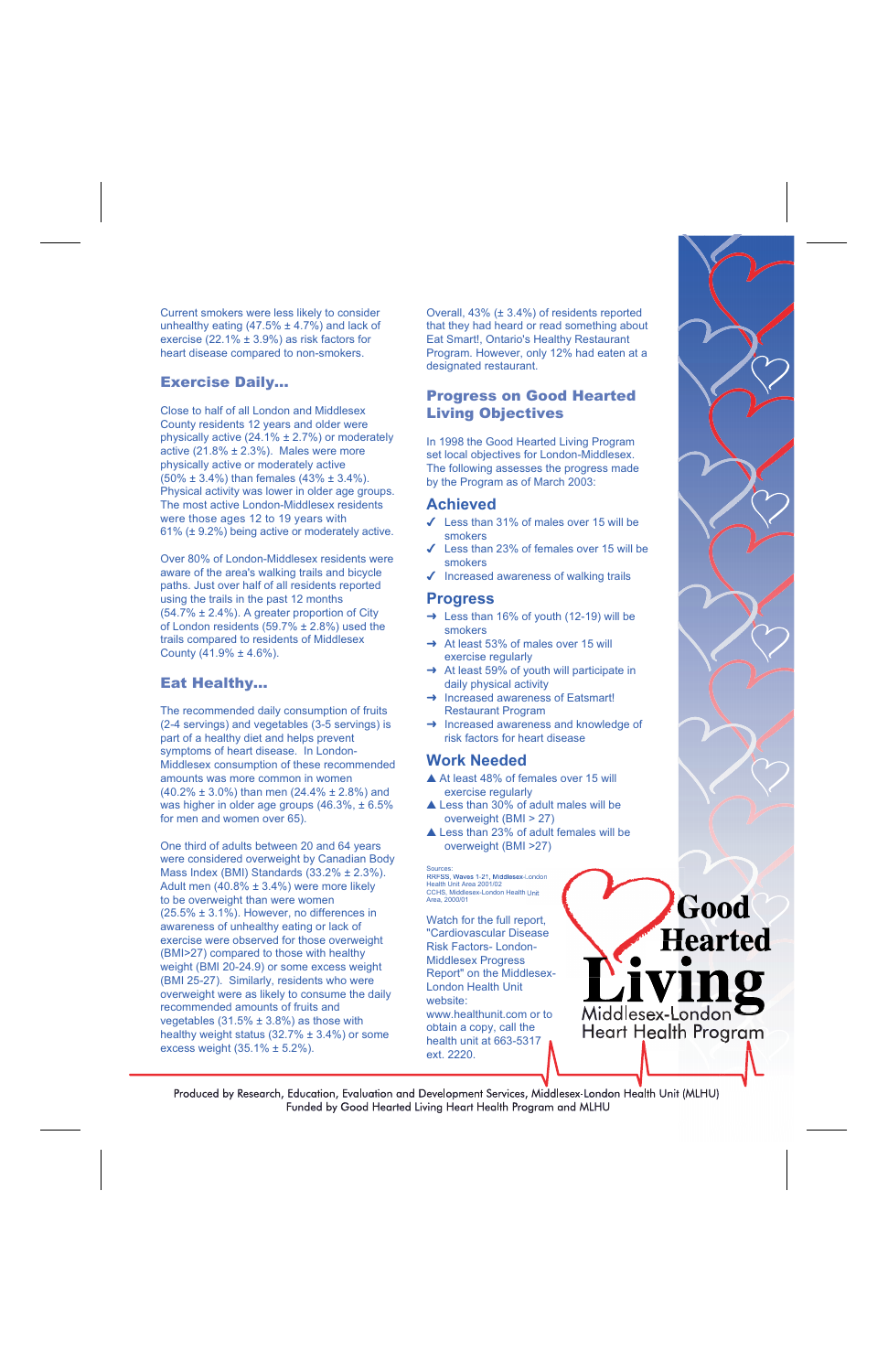Current smokers were less likely to consider unhealthy eating (47.5% ± 4.7%) and lack of exercise (22.1% ± 3.9%) as risk factors for heart disease compared to non-smokers.

## Exercise Daily...

Close to half of all London and Middlesex County residents 12 years and older were physically active (24.1% ± 2.7%) or moderately active (21.8% ± 2.3%). Males were more physically active or moderately active (50% ± 3.4%) than females (43% ± 3.4%). Physical activity was lower in older age groups. The most active London-Middlesex residents were those ages 12 to 19 years with 61% (± 9.2%) being active or moderately active.

Over 80% of London-Middlesex residents were aware of the area's walking trails and bicycle paths. Just over half of all residents reported using the trails in the past 12 months (54.7% ± 2.4%). A greater proportion of City of London residents (59.7% ± 2.8%) used the trails compared to residents of Middlesex County (41.9% ± 4.6%).

## Eat Healthy...

The recommended daily consumption of fruits (2-4 servings) and vegetables (3-5 servings) is part of a healthy diet and helps prevent symptoms of heart disease. In London-Middlesex consumption of these recommended amounts was more common in women (40.2% ± 3.0%) than men (24.4% ± 2.8%) and was higher in older age groups (46.3%, ± 6.5% for men and women over 65).

One third of adults between 20 and 64 years were considered overweight by Canadian Body Mass Index (BMI) Standards (33.2% ± 2.3%). Adult men (40.8% ± 3.4%) were more likely to be overweight than were women (25.5% ± 3.1%). However, no differences in awareness of unhealthy eating or lack of exercise were observed for those overweight (BMI>27) compared to those with healthy weight (BMI 20-24.9) or some excess weight (BMI 25-27). Similarly, residents who were overweight were as likely to consume the daily recommended amounts of fruits and vegetables (31.5% ± 3.8%) as those with healthy weight status (32.7% ± 3.4%) or some excess weight (35.1% ± 5.2%).

Overall, 43% (± 3.4%) of residents reported that they had heard or read something about Eat Smart!, Ontario's Healthy Restaurant Program. However, only 12% had eaten at a designated restaurant.

## Progress on Good Hearted Living Objectives

In 1998 the Good Hearted Living Program set local objectives for London-Middlesex. The following assesses the progress made by the Program as of March 2003:

### Achieved

- ✓ Less than 31% of males over 15 will be smokers
- ✓ Less than 23% of females over 15 will be smokers
- ✓ Increased awareness of walking trails

### Progress

- → Less than 16% of youth (12-19) will be smokers
- → At least 53% of males over 15 will exercise regularly
- → At least 59% of youth will participate in daily physical activity
- → Increased awareness of Eatsmart! Restaurant Program
- → Increased awareness and knowledge of risk factors for heart disease

### Work Needed

- ▲ At least 48% of females over 15 will exercise regularly
- ▲ Less than 30% of adult males will be overweight (BMI > 27)
- ▲ Less than 23% of adult females will be overweight (BMI >27)

Sources:
RRFSS, Waves 1-21, Middlesex-London Health Unit Area 2001/02
CCHS, Middlesex-London Health Unit Area, 2000/01

Watch for the full report, "Cardiovascular Disease Risk Factors- London-Middlesex Progress Report" on the Middlesex-London Health Unit website: www.healthunit.com or to obtain a copy, call the health unit at 663-5317 ext. 2220.

Good Hearted Living
Middlesex-London Heart Health Program

Produced by Research, Education, Evaluation and Development Services, Middlesex-London Health Unit (MLHU)
Funded by Good Hearted Living Heart Health Program and MLHU